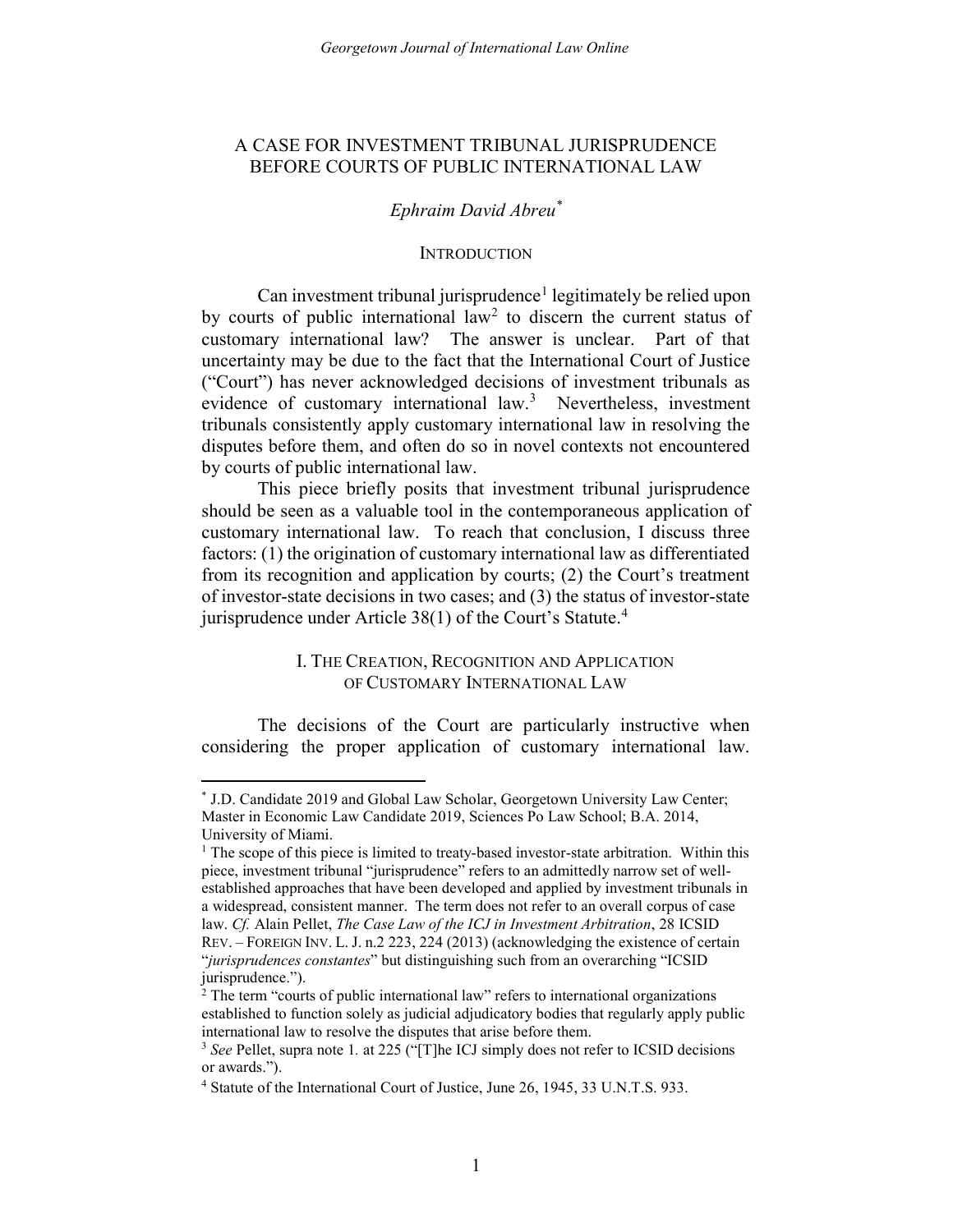# A CASE FOR INVESTMENT TRIBUNAL JURISPRUDENCE BEFORE COURTS OF PUBLIC INTERNATIONAL LAW

*Ephraim David Abreu*[*]

## INTRODUCTION

Can investment tribunal jurisprudence[1] legitimately be relied upon by courts of public international law[2] to discern the current status of customary international law? The answer is unclear. Part of that uncertainty may be due to the fact that the International Court of Justice ("Court") has never acknowledged decisions of investment tribunals as evidence of customary international law.[3] Nevertheless, investment tribunals consistently apply customary international law in resolving the disputes before them, and often do so in novel contexts not encountered by courts of public international law.

This piece briefly posits that investment tribunal jurisprudence should be seen as a valuable tool in the contemporaneous application of customary international law. To reach that conclusion, I discuss three factors: (1) the origination of customary international law as differentiated from its recognition and application by courts; (2) the Court's treatment of investor-state decisions in two cases; and (3) the status of investor-state jurisprudence under Article 38(1) of the Court's Statute.[4]

## I. THE CREATION, RECOGNITION AND APPLICATION OF CUSTOMARY INTERNATIONAL LAW

The decisions of the Court are particularly instructive when considering the proper application of customary international law.

---

[*] J.D. Candidate 2019 and Global Law Scholar, Georgetown University Law Center; Master in Economic Law Candidate 2019, Sciences Po Law School; B.A. 2014, University of Miami.

[1] The scope of this piece is limited to treaty-based investor-state arbitration. Within this piece, investment tribunal "jurisprudence" refers to an admittedly narrow set of well-established approaches that have been developed and applied by investment tribunals in a widespread, consistent manner. The term does not refer to an overall corpus of case law. *Cf.* Alain Pellet, *The Case Law of the ICJ in Investment Arbitration*, 28 ICSID REV. – FOREIGN INV. L. J. n.2 223, 224 (2013) (acknowledging the existence of certain "*jurisprudences constantes*" but distinguishing such from an overarching "ICSID jurisprudence.").

[2] The term "courts of public international law" refers to international organizations established to function solely as judicial adjudicatory bodies that regularly apply public international law to resolve the disputes that arise before them.

[3] *See* Pellet, supra note 1. at 225 ("[T]he ICJ simply does not refer to ICSID decisions or awards.").

[4] Statute of the International Court of Justice, June 26, 1945, 33 U.N.T.S. 933.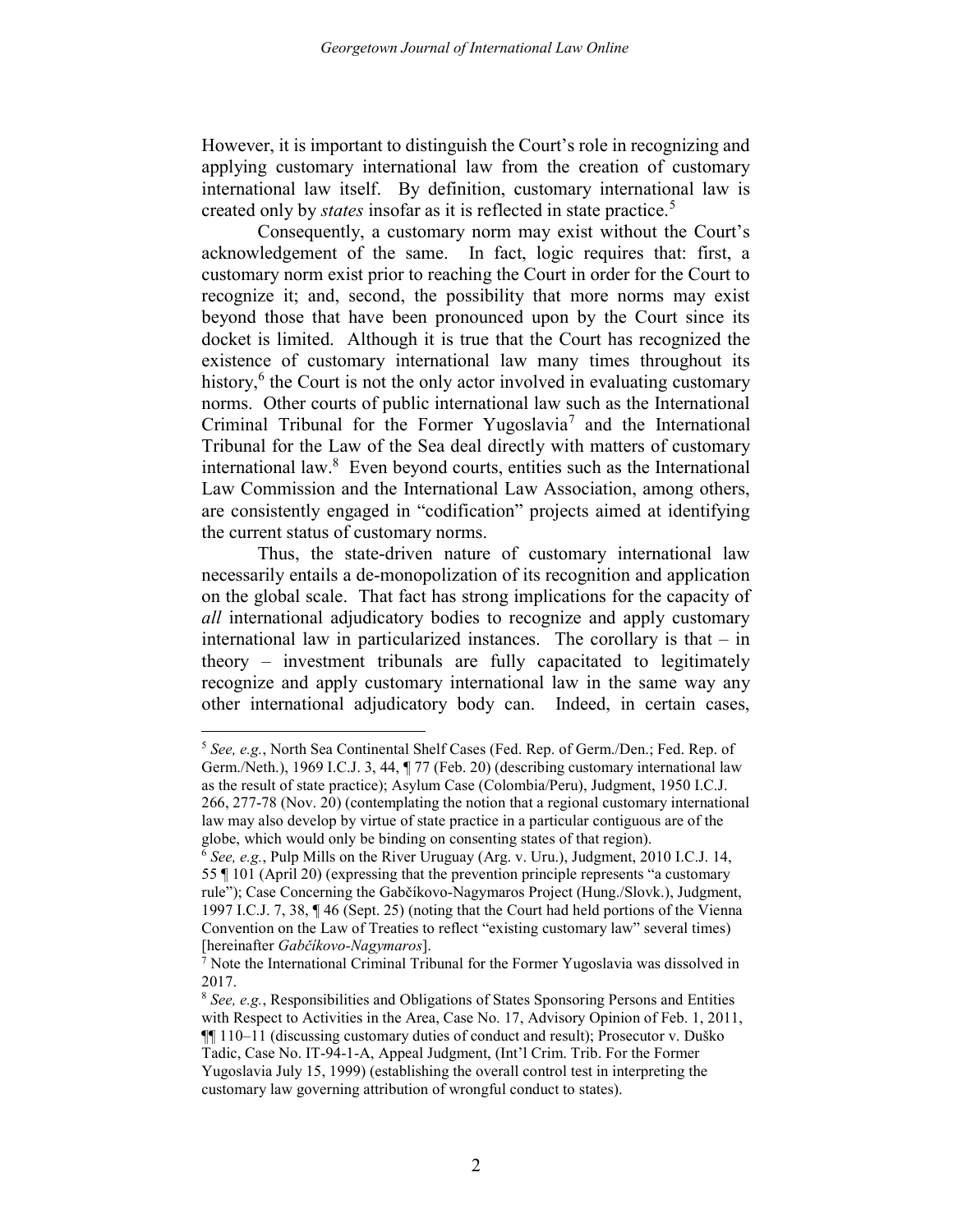However, it is important to distinguish the Court's role in recognizing and applying customary international law from the creation of customary international law itself. By definition, customary international law is created only by *states* insofar as it is reflected in state practice.[5]

Consequently, a customary norm may exist without the Court's acknowledgement of the same. In fact, logic requires that: first, a customary norm exist prior to reaching the Court in order for the Court to recognize it; and, second, the possibility that more norms may exist beyond those that have been pronounced upon by the Court since its docket is limited. Although it is true that the Court has recognized the existence of customary international law many times throughout its history,[6] the Court is not the only actor involved in evaluating customary norms. Other courts of public international law such as the International Criminal Tribunal for the Former Yugoslavia[7] and the International Tribunal for the Law of the Sea deal directly with matters of customary international law.[8] Even beyond courts, entities such as the International Law Commission and the International Law Association, among others, are consistently engaged in "codification" projects aimed at identifying the current status of customary norms.

Thus, the state-driven nature of customary international law necessarily entails a de-monopolization of its recognition and application on the global scale. That fact has strong implications for the capacity of *all* international adjudicatory bodies to recognize and apply customary international law in particularized instances. The corollary is that – in theory – investment tribunals are fully capacitated to legitimately recognize and apply customary international law in the same way any other international adjudicatory body can. Indeed, in certain cases,

---

[5] *See, e.g.*, North Sea Continental Shelf Cases (Fed. Rep. of Germ./Den.; Fed. Rep. of Germ./Neth.), 1969 I.C.J. 3, 44, ¶ 77 (Feb. 20) (describing customary international law as the result of state practice); Asylum Case (Colombia/Peru), Judgment, 1950 I.C.J. 266, 277-78 (Nov. 20) (contemplating the notion that a regional customary international law may also develop by virtue of state practice in a particular contiguous are of the globe, which would only be binding on consenting states of that region).

[6] *See, e.g.*, Pulp Mills on the River Uruguay (Arg. v. Uru.), Judgment, 2010 I.C.J. 14, 55 ¶ 101 (April 20) (expressing that the prevention principle represents "a customary rule"); Case Concerning the Gabčíkovo-Nagymaros Project (Hung./Slovk.), Judgment, 1997 I.C.J. 7, 38, ¶ 46 (Sept. 25) (noting that the Court had held portions of the Vienna Convention on the Law of Treaties to reflect "existing customary law" several times) [hereinafter *Gabčíkovo-Nagymaros*].

[7] Note the International Criminal Tribunal for the Former Yugoslavia was dissolved in 2017.

[8] *See, e.g.*, Responsibilities and Obligations of States Sponsoring Persons and Entities with Respect to Activities in the Area, Case No. 17, Advisory Opinion of Feb. 1, 2011, ¶¶ 110–11 (discussing customary duties of conduct and result); Prosecutor v. Duško Tadic, Case No. IT-94-1-A, Appeal Judgment, (Int'l Crim. Trib. For the Former Yugoslavia July 15, 1999) (establishing the overall control test in interpreting the customary law governing attribution of wrongful conduct to states).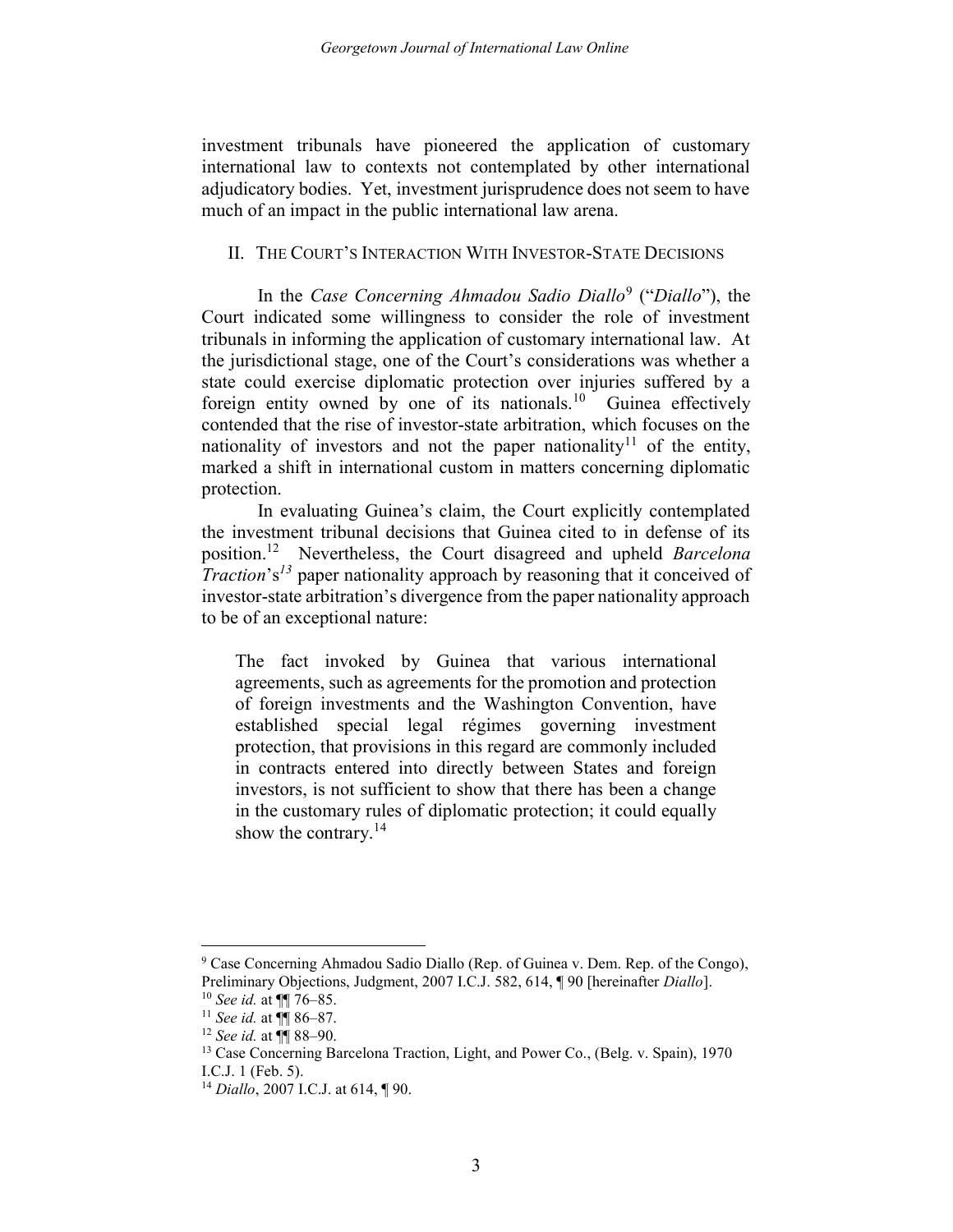investment tribunals have pioneered the application of customary international law to contexts not contemplated by other international adjudicatory bodies. Yet, investment jurisprudence does not seem to have much of an impact in the public international law arena.

## II. The Court's Interaction With Investor-State Decisions

In the *Case Concerning Ahmadou Sadio Diallo*[9] ("*Diallo*"), the Court indicated some willingness to consider the role of investment tribunals in informing the application of customary international law. At the jurisdictional stage, one of the Court's considerations was whether a state could exercise diplomatic protection over injuries suffered by a foreign entity owned by one of its nationals.[10] Guinea effectively contended that the rise of investor-state arbitration, which focuses on the nationality of investors and not the paper nationality[11] of the entity, marked a shift in international custom in matters concerning diplomatic protection.

In evaluating Guinea's claim, the Court explicitly contemplated the investment tribunal decisions that Guinea cited to in defense of its position.[12] Nevertheless, the Court disagreed and upheld *Barcelona Traction*'s[13] paper nationality approach by reasoning that it conceived of investor-state arbitration's divergence from the paper nationality approach to be of an exceptional nature:

> The fact invoked by Guinea that various international agreements, such as agreements for the promotion and protection of foreign investments and the Washington Convention, have established special legal régimes governing investment protection, that provisions in this regard are commonly included in contracts entered into directly between States and foreign investors, is not sufficient to show that there has been a change in the customary rules of diplomatic protection; it could equally show the contrary.[14]

---

[9] Case Concerning Ahmadou Sadio Diallo (Rep. of Guinea v. Dem. Rep. of the Congo), Preliminary Objections, Judgment, 2007 I.C.J. 582, 614, ¶ 90 [hereinafter *Diallo*].

[10] *See id.* at ¶¶ 76–85.

[11] *See id.* at ¶¶ 86–87.

[12] *See id.* at ¶¶ 88–90.

[13] Case Concerning Barcelona Traction, Light, and Power Co., (Belg. v. Spain), 1970 I.C.J. 1 (Feb. 5).

[14] *Diallo*, 2007 I.C.J. at 614, ¶ 90.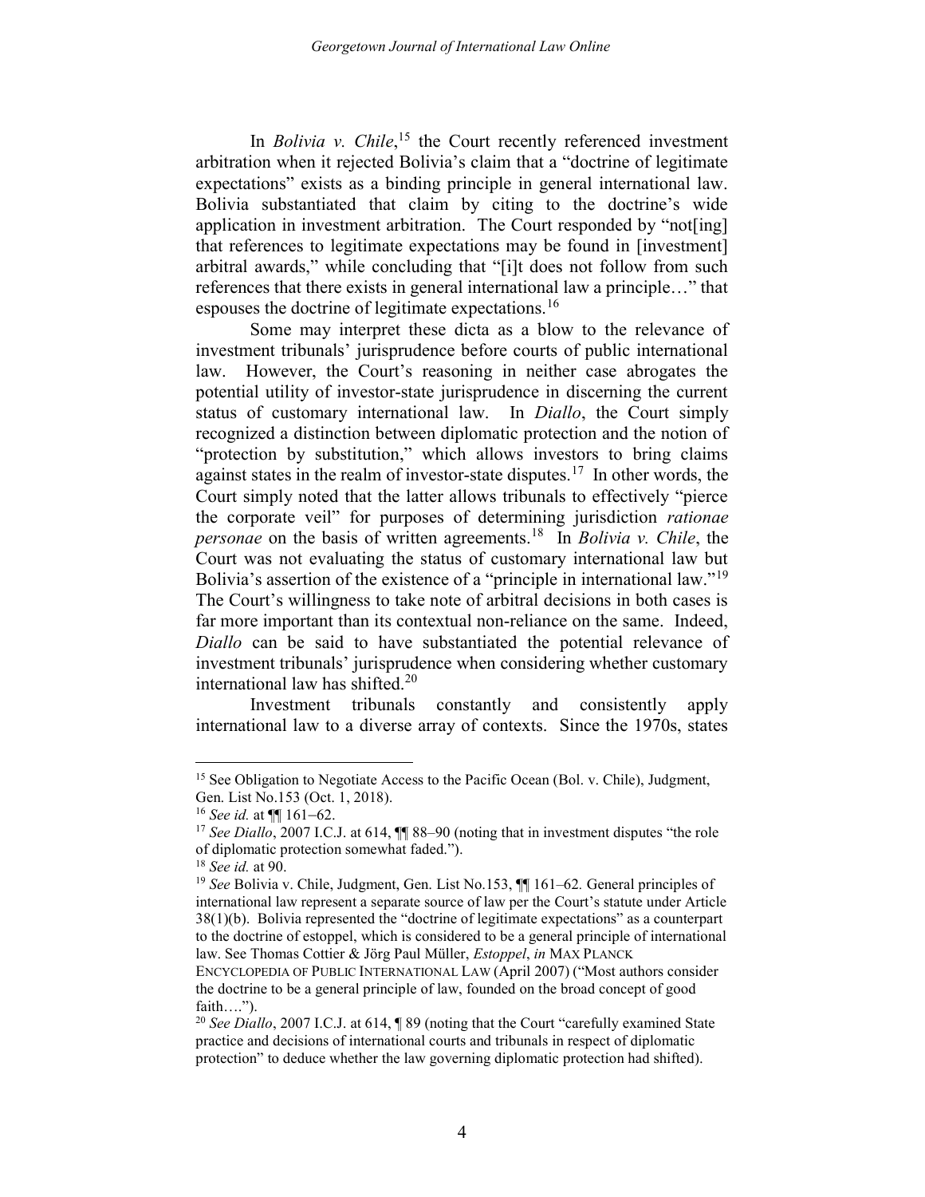In *Bolivia v. Chile*,[15] the Court recently referenced investment arbitration when it rejected Bolivia's claim that a "doctrine of legitimate expectations" exists as a binding principle in general international law. Bolivia substantiated that claim by citing to the doctrine's wide application in investment arbitration. The Court responded by "not[ing] that references to legitimate expectations may be found in [investment] arbitral awards," while concluding that "[i]t does not follow from such references that there exists in general international law a principle…" that espouses the doctrine of legitimate expectations.[16]

Some may interpret these dicta as a blow to the relevance of investment tribunals' jurisprudence before courts of public international law. However, the Court's reasoning in neither case abrogates the potential utility of investor-state jurisprudence in discerning the current status of customary international law. In *Diallo*, the Court simply recognized a distinction between diplomatic protection and the notion of "protection by substitution," which allows investors to bring claims against states in the realm of investor-state disputes.[17] In other words, the Court simply noted that the latter allows tribunals to effectively "pierce the corporate veil" for purposes of determining jurisdiction *rationae personae* on the basis of written agreements.[18] In *Bolivia v. Chile*, the Court was not evaluating the status of customary international law but Bolivia's assertion of the existence of a "principle in international law."[19] The Court's willingness to take note of arbitral decisions in both cases is far more important than its contextual non-reliance on the same. Indeed, *Diallo* can be said to have substantiated the potential relevance of investment tribunals' jurisprudence when considering whether customary international law has shifted.[20]

Investment tribunals constantly and consistently apply international law to a diverse array of contexts. Since the 1970s, states

---

[15] See Obligation to Negotiate Access to the Pacific Ocean (Bol. v. Chile), Judgment, Gen. List No.153 (Oct. 1, 2018).

[16] *See id.* at ¶¶ 161–62.

[17] *See Diallo*, 2007 I.C.J. at 614, ¶¶ 88–90 (noting that in investment disputes "the role of diplomatic protection somewhat faded.").

[18] *See id.* at 90.

[19] *See* Bolivia v. Chile, Judgment, Gen. List No.153, ¶¶ 161–62. General principles of international law represent a separate source of law per the Court's statute under Article 38(1)(b). Bolivia represented the "doctrine of legitimate expectations" as a counterpart to the doctrine of estoppel, which is considered to be a general principle of international law. See Thomas Cottier & Jörg Paul Müller, *Estoppel*, *in* MAX PLANCK ENCYCLOPEDIA OF PUBLIC INTERNATIONAL LAW (April 2007) ("Most authors consider the doctrine to be a general principle of law, founded on the broad concept of good faith….").

[20] *See Diallo*, 2007 I.C.J. at 614, ¶ 89 (noting that the Court "carefully examined State practice and decisions of international courts and tribunals in respect of diplomatic protection" to deduce whether the law governing diplomatic protection had shifted).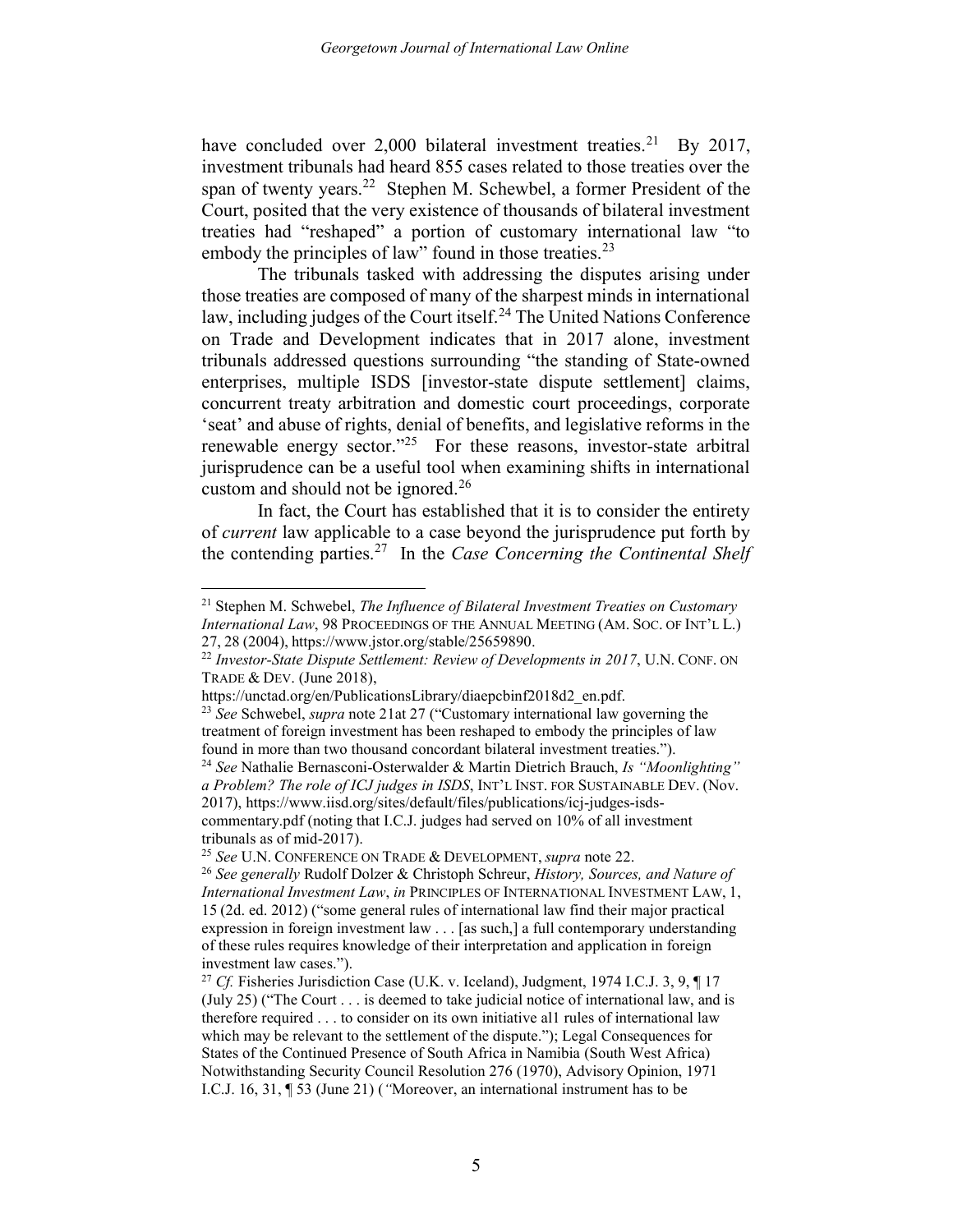have concluded over 2,000 bilateral investment treaties.[21] By 2017, investment tribunals had heard 855 cases related to those treaties over the span of twenty years.[22] Stephen M. Schewbel, a former President of the Court, posited that the very existence of thousands of bilateral investment treaties had "reshaped" a portion of customary international law "to embody the principles of law" found in those treaties.[23]

The tribunals tasked with addressing the disputes arising under those treaties are composed of many of the sharpest minds in international law, including judges of the Court itself.[24] The United Nations Conference on Trade and Development indicates that in 2017 alone, investment tribunals addressed questions surrounding "the standing of State-owned enterprises, multiple ISDS [investor-state dispute settlement] claims, concurrent treaty arbitration and domestic court proceedings, corporate 'seat' and abuse of rights, denial of benefits, and legislative reforms in the renewable energy sector."[25] For these reasons, investor-state arbitral jurisprudence can be a useful tool when examining shifts in international custom and should not be ignored.[26]

In fact, the Court has established that it is to consider the entirety of *current* law applicable to a case beyond the jurisprudence put forth by the contending parties.[27] In the *Case Concerning the Continental Shelf*

---

[21] Stephen M. Schwebel, *The Influence of Bilateral Investment Treaties on Customary International Law*, 98 PROCEEDINGS OF THE ANNUAL MEETING (AM. SOC. OF INT'L L.) 27, 28 (2004), https://www.jstor.org/stable/25659890.

[22] *Investor-State Dispute Settlement: Review of Developments in 2017*, U.N. CONF. ON TRADE & DEV. (June 2018), https://unctad.org/en/PublicationsLibrary/diaepcbinf2018d2_en.pdf.

[23] *See* Schwebel, *supra* note 21at 27 ("Customary international law governing the treatment of foreign investment has been reshaped to embody the principles of law found in more than two thousand concordant bilateral investment treaties.").

[24] *See* Nathalie Bernasconi-Osterwalder & Martin Dietrich Brauch, *Is "Moonlighting" a Problem? The role of ICJ judges in ISDS*, INT'L INST. FOR SUSTAINABLE DEV. (Nov. 2017), https://www.iisd.org/sites/default/files/publications/icj-judges-isds-commentary.pdf (noting that I.C.J. judges had served on 10% of all investment tribunals as of mid-2017).

[25] *See* U.N. CONFERENCE ON TRADE & DEVELOPMENT, *supra* note 22.

[26] *See generally* Rudolf Dolzer & Christoph Schreur, *History, Sources, and Nature of International Investment Law*, *in* PRINCIPLES OF INTERNATIONAL INVESTMENT LAW, 1, 15 (2d. ed. 2012) ("some general rules of international law find their major practical expression in foreign investment law . . . [as such,] a full contemporary understanding of these rules requires knowledge of their interpretation and application in foreign investment law cases.").

[27] *Cf.* Fisheries Jurisdiction Case (U.K. v. Iceland), Judgment, 1974 I.C.J. 3, 9, ¶ 17 (July 25) ("The Court . . . is deemed to take judicial notice of international law, and is therefore required . . . to consider on its own initiative al1 rules of international law which may be relevant to the settlement of the dispute."); Legal Consequences for States of the Continued Presence of South Africa in Namibia (South West Africa) Notwithstanding Security Council Resolution 276 (1970), Advisory Opinion, 1971 I.C.J. 16, 31, ¶ 53 (June 21) (*"*Moreover, an international instrument has to be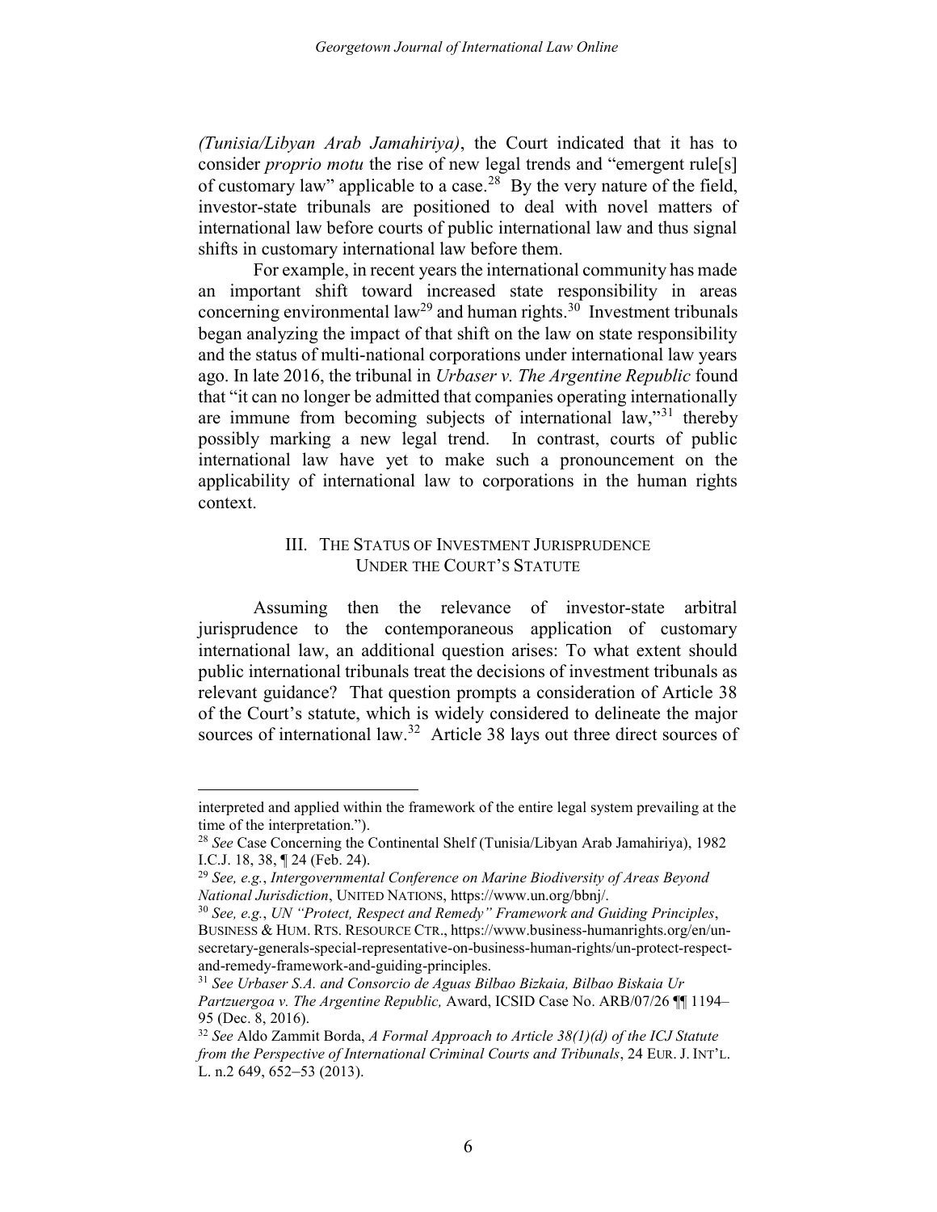*(Tunisia/Libyan Arab Jamahiriya)*, the Court indicated that it has to consider *proprio motu* the rise of new legal trends and "emergent rule[s] of customary law" applicable to a case.[28] By the very nature of the field, investor-state tribunals are positioned to deal with novel matters of international law before courts of public international law and thus signal shifts in customary international law before them.

For example, in recent years the international community has made an important shift toward increased state responsibility in areas concerning environmental law[29] and human rights.[30] Investment tribunals began analyzing the impact of that shift on the law on state responsibility and the status of multi-national corporations under international law years ago. In late 2016, the tribunal in *Urbaser v. The Argentine Republic* found that "it can no longer be admitted that companies operating internationally are immune from becoming subjects of international law,"[31] thereby possibly marking a new legal trend. In contrast, courts of public international law have yet to make such a pronouncement on the applicability of international law to corporations in the human rights context.

## III. The Status of Investment Jurisprudence Under the Court's Statute

Assuming then the relevance of investor-state arbitral jurisprudence to the contemporaneous application of customary international law, an additional question arises: To what extent should public international tribunals treat the decisions of investment tribunals as relevant guidance? That question prompts a consideration of Article 38 of the Court's statute, which is widely considered to delineate the major sources of international law.[32] Article 38 lays out three direct sources of

---

interpreted and applied within the framework of the entire legal system prevailing at the time of the interpretation.").

[28] *See* Case Concerning the Continental Shelf (Tunisia/Libyan Arab Jamahiriya), 1982 I.C.J. 18, 38, ¶ 24 (Feb. 24).

[29] *See, e.g.*, *Intergovernmental Conference on Marine Biodiversity of Areas Beyond National Jurisdiction*, United Nations, https://www.un.org/bbnj/.

[30] *See, e.g.*, *UN "Protect, Respect and Remedy" Framework and Guiding Principles*, Business & Hum. Rts. Resource Ctr., https://www.business-humanrights.org/en/un-secretary-generals-special-representative-on-business-human-rights/un-protect-respect-and-remedy-framework-and-guiding-principles.

[31] *See Urbaser S.A. and Consorcio de Aguas Bilbao Bizkaia, Bilbao Biskaia Ur Partzuergoa v. The Argentine Republic,* Award, ICSID Case No. ARB/07/26 ¶¶ 1194–95 (Dec. 8, 2016).

[32] *See* Aldo Zammit Borda, *A Formal Approach to Article 38(1)(d) of the ICJ Statute from the Perspective of International Criminal Courts and Tribunals*, 24 Eur. J. Int'l. L. n.2 649, 652–53 (2013).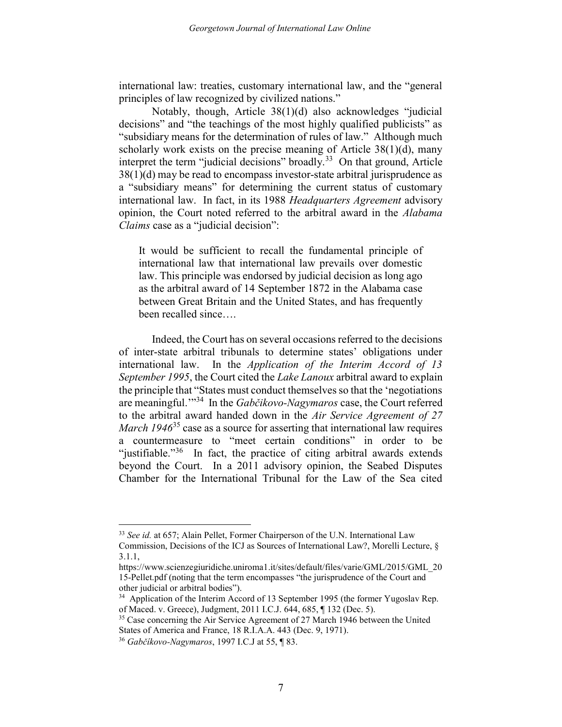international law: treaties, customary international law, and the "general principles of law recognized by civilized nations."

Notably, though, Article 38(1)(d) also acknowledges "judicial decisions" and "the teachings of the most highly qualified publicists" as "subsidiary means for the determination of rules of law." Although much scholarly work exists on the precise meaning of Article 38(1)(d), many interpret the term "judicial decisions" broadly.[33] On that ground, Article 38(1)(d) may be read to encompass investor-state arbitral jurisprudence as a "subsidiary means" for determining the current status of customary international law. In fact, in its 1988 *Headquarters Agreement* advisory opinion, the Court noted referred to the arbitral award in the *Alabama Claims* case as a "judicial decision":

> It would be sufficient to recall the fundamental principle of international law that international law prevails over domestic law. This principle was endorsed by judicial decision as long ago as the arbitral award of 14 September 1872 in the Alabama case between Great Britain and the United States, and has frequently been recalled since….

Indeed, the Court has on several occasions referred to the decisions of inter-state arbitral tribunals to determine states' obligations under international law. In the *Application of the Interim Accord of 13 September 1995*, the Court cited the *Lake Lanoux* arbitral award to explain the principle that "States must conduct themselves so that the 'negotiations are meaningful.'"[34] In the *Gabčikovo-Nagymaros* case, the Court referred to the arbitral award handed down in the *Air Service Agreement of 27 March 1946*[35] case as a source for asserting that international law requires a countermeasure to "meet certain conditions" in order to be "justifiable."[36] In fact, the practice of citing arbitral awards extends beyond the Court. In a 2011 advisory opinion, the Seabed Disputes Chamber for the International Tribunal for the Law of the Sea cited

---

[33] *See id.* at 657; Alain Pellet, Former Chairperson of the U.N. International Law Commission, Decisions of the ICJ as Sources of International Law?, Morelli Lecture, § 3.1.1, https://www.scienzegiuridiche.uniroma1.it/sites/default/files/varie/GML/2015/GML_2015-Pellet.pdf (noting that the term encompasses "the jurisprudence of the Court and other judicial or arbitral bodies").

[34] Application of the Interim Accord of 13 September 1995 (the former Yugoslav Rep. of Maced. v. Greece), Judgment, 2011 I.C.J. 644, 685, ¶ 132 (Dec. 5).

[35] Case concerning the Air Service Agreement of 27 March 1946 between the United States of America and France, 18 R.I.A.A. 443 (Dec. 9, 1971).

[36] *Gabčíkovo-Nagymaros*, 1997 I.C.J at 55, ¶ 83.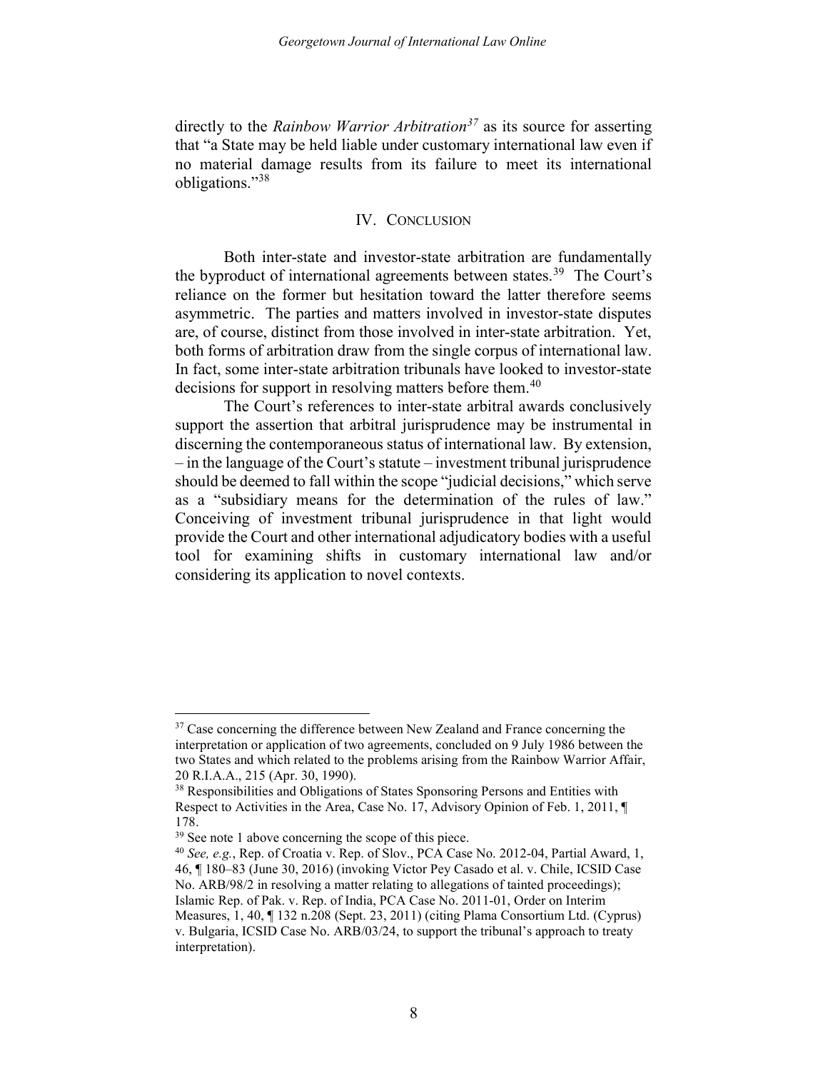directly to the *Rainbow Warrior Arbitration*[37] as its source for asserting that "a State may be held liable under customary international law even if no material damage results from its failure to meet its international obligations."[38]

## IV. Conclusion

Both inter-state and investor-state arbitration are fundamentally the byproduct of international agreements between states.[39] The Court's reliance on the former but hesitation toward the latter therefore seems asymmetric. The parties and matters involved in investor-state disputes are, of course, distinct from those involved in inter-state arbitration. Yet, both forms of arbitration draw from the single corpus of international law. In fact, some inter-state arbitration tribunals have looked to investor-state decisions for support in resolving matters before them.[40]

The Court's references to inter-state arbitral awards conclusively support the assertion that arbitral jurisprudence may be instrumental in discerning the contemporaneous status of international law. By extension, – in the language of the Court's statute – investment tribunal jurisprudence should be deemed to fall within the scope "judicial decisions," which serve as a "subsidiary means for the determination of the rules of law." Conceiving of investment tribunal jurisprudence in that light would provide the Court and other international adjudicatory bodies with a useful tool for examining shifts in customary international law and/or considering its application to novel contexts.

---

[37] Case concerning the difference between New Zealand and France concerning the interpretation or application of two agreements, concluded on 9 July 1986 between the two States and which related to the problems arising from the Rainbow Warrior Affair, 20 R.I.A.A., 215 (Apr. 30, 1990).

[38] Responsibilities and Obligations of States Sponsoring Persons and Entities with Respect to Activities in the Area, Case No. 17, Advisory Opinion of Feb. 1, 2011, ¶ 178.

[39] See note 1 above concerning the scope of this piece.

[40] *See, e.g.*, Rep. of Croatia v. Rep. of Slov., PCA Case No. 2012-04, Partial Award, 1, 46, ¶ 180–83 (June 30, 2016) (invoking Victor Pey Casado et al. v. Chile, ICSID Case No. ARB/98/2 in resolving a matter relating to allegations of tainted proceedings); Islamic Rep. of Pak. v. Rep. of India, PCA Case No. 2011-01, Order on Interim Measures, 1, 40, ¶ 132 n.208 (Sept. 23, 2011) (citing Plama Consortium Ltd. (Cyprus) v. Bulgaria, ICSID Case No. ARB/03/24, to support the tribunal's approach to treaty interpretation).